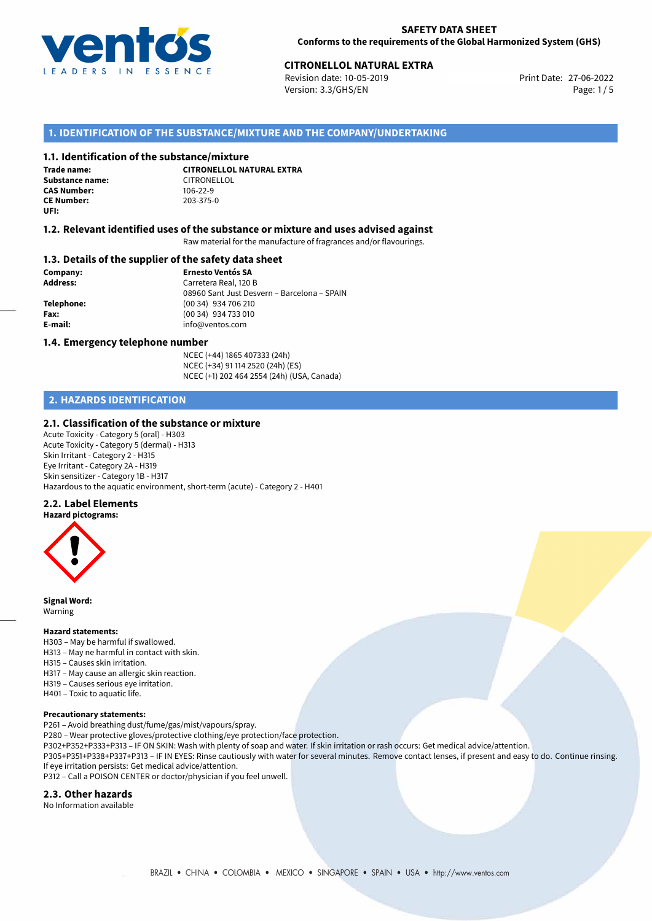**SAFETY DATA SHEET**
**Conforms to the requirements of the Global Harmonized System (GHS)**

**CITRONELLOL NATURAL EXTRA**
Revision date: 10-05-2019
Version: 3.3/GHS/EN
Print Date: 27-06-2022

## 1. IDENTIFICATION OF THE SUBSTANCE/MIXTURE AND THE COMPANY/UNDERTAKING

### 1.1. Identification of the substance/mixture

**Trade name:** **CITRONELLOL NATURAL EXTRA**
**Substance name:** CITRONELLOL
**CAS Number:** 106-22-9
**CE Number:** 203-375-0
**UFI:**

### 1.2. Relevant identified uses of the substance or mixture and uses advised against

Raw material for the manufacture of fragrances and/or flavourings.

### 1.3. Details of the supplier of the safety data sheet

**Company:** **Ernesto Ventós SA**
**Address:** Carretera Real, 120 B
08960 Sant Just Desvern – Barcelona – SPAIN
**Telephone:** (00 34) 934 706 210
**Fax:** (00 34) 934 733 010
**E-mail:** info@ventos.com

### 1.4. Emergency telephone number

NCEC (+44) 1865 407333 (24h)
NCEC (+34) 91 114 2520 (24h) (ES)
NCEC (+1) 202 464 2554 (24h) (USA, Canada)

## 2. HAZARDS IDENTIFICATION

### 2.1. Classification of the substance or mixture

Acute Toxicity - Category 5 (oral) - H303
Acute Toxicity - Category 5 (dermal) - H313
Skin Irritant - Category 2 - H315
Eye Irritant - Category 2A - H319
Skin sensitizer - Category 1B - H317
Hazardous to the aquatic environment, short-term (acute) - Category 2 - H401

### 2.2. Label Elements

**Hazard pictograms:**

**Signal Word:**
Warning

**Hazard statements:**
H303 – May be harmful if swallowed.
H313 – May ne harmful in contact with skin.
H315 – Causes skin irritation.
H317 – May cause an allergic skin reaction.
H319 – Causes serious eye irritation.
H401 – Toxic to aquatic life.

**Precautionary statements:**
P261 – Avoid breathing dust/fume/gas/mist/vapours/spray.
P280 – Wear protective gloves/protective clothing/eye protection/face protection.
P302+P352+P333+P313 – IF ON SKIN: Wash with plenty of soap and water. If skin irritation or rash occurs: Get medical advice/attention.
P305+P351+P338+P337+P313 – IF IN EYES: Rinse cautiously with water for several minutes. Remove contact lenses, if present and easy to do. Continue rinsing. If eye irritation persists: Get medical advice/attention.
P312 – Call a POISON CENTER or doctor/physician if you feel unwell.

### 2.3. Other hazards

No Information available

BRAZIL • CHINA • COLOMBIA • MEXICO • SINGAPORE • SPAIN • USA • http://www.ventos.com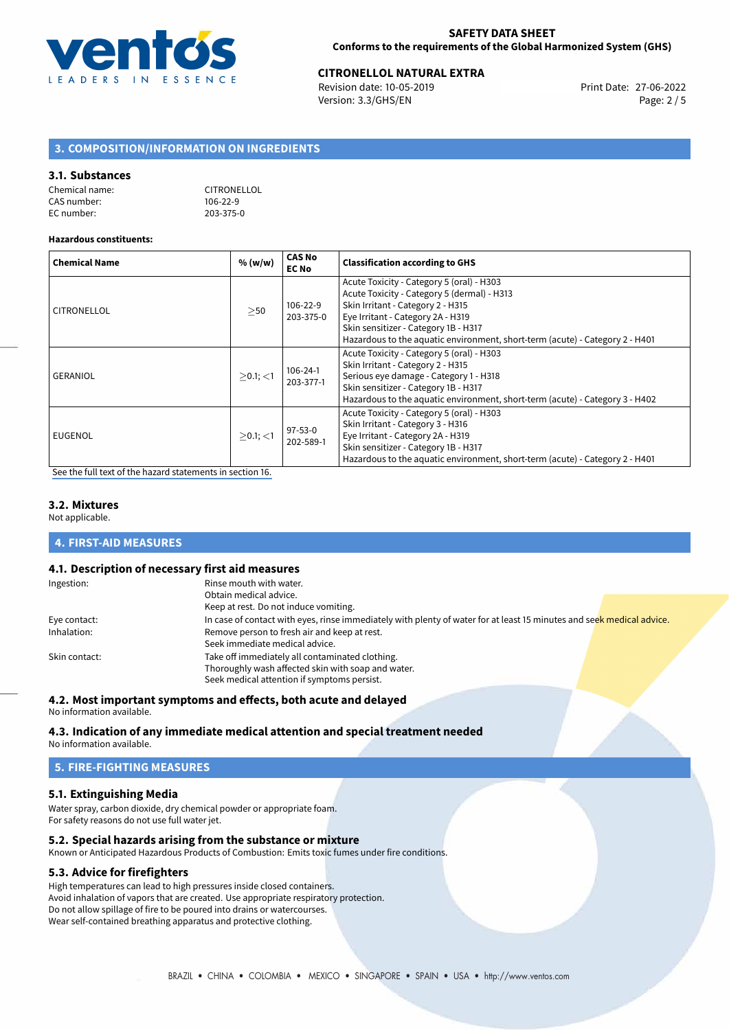## 3. COMPOSITION/INFORMATION ON INGREDIENTS

### 3.1. Substances

Chemical name: CITRONELLOL
CAS number: 106-22-9
EC number: 203-375-0

**Hazardous constituents:**

| Chemical Name | % (w/w) | CAS No EC No | Classification according to GHS |
|---|---|---|---|
| CITRONELLOL | ≥50 | 106-22-9 203-375-0 | Acute Toxicity - Category 5 (oral) - H303<br>Acute Toxicity - Category 5 (dermal) - H313<br>Skin Irritant - Category 2 - H315<br>Eye Irritant - Category 2A - H319<br>Skin sensitizer - Category 1B - H317<br>Hazardous to the aquatic environment, short-term (acute) - Category 2 - H401 |
| GERANIOL | ≥0.1; <1 | 106-24-1 203-377-1 | Acute Toxicity - Category 5 (oral) - H303<br>Skin Irritant - Category 2 - H315<br>Serious eye damage - Category 1 - H318<br>Skin sensitizer - Category 1B - H317<br>Hazardous to the aquatic environment, short-term (acute) - Category 3 - H402 |
| EUGENOL | ≥0.1; <1 | 97-53-0 202-589-1 | Acute Toxicity - Category 5 (oral) - H303<br>Skin Irritant - Category 3 - H316<br>Eye Irritant - Category 2A - H319<br>Skin sensitizer - Category 1B - H317<br>Hazardous to the aquatic environment, short-term (acute) - Category 2 - H401 |

See the full text of the hazard statements in section 16.

### 3.2. Mixtures

Not applicable.

## 4. FIRST-AID MEASURES

### 4.1. Description of necessary first aid measures

Ingestion: Rinse mouth with water.
Obtain medical advice.
Keep at rest. Do not induce vomiting.

Eye contact: In case of contact with eyes, rinse immediately with plenty of water for at least 15 minutes and seek medical advice.

Inhalation: Remove person to fresh air and keep at rest.
Seek immediate medical advice.

Skin contact: Take off immediately all contaminated clothing.
Thoroughly wash affected skin with soap and water.
Seek medical attention if symptoms persist.

### 4.2. Most important symptoms and effects, both acute and delayed

No information available.

### 4.3. Indication of any immediate medical attention and special treatment needed

No information available.

## 5. FIRE-FIGHTING MEASURES

### 5.1. Extinguishing Media

Water spray, carbon dioxide, dry chemical powder or appropriate foam.
For safety reasons do not use full water jet.

### 5.2. Special hazards arising from the substance or mixture

Known or Anticipated Hazardous Products of Combustion: Emits toxic fumes under fire conditions.

### 5.3. Advice for firefighters

High temperatures can lead to high pressures inside closed containers.
Avoid inhalation of vapors that are created. Use appropriate respiratory protection.
Do not allow spillage of fire to be poured into drains or watercourses.
Wear self-contained breathing apparatus and protective clothing.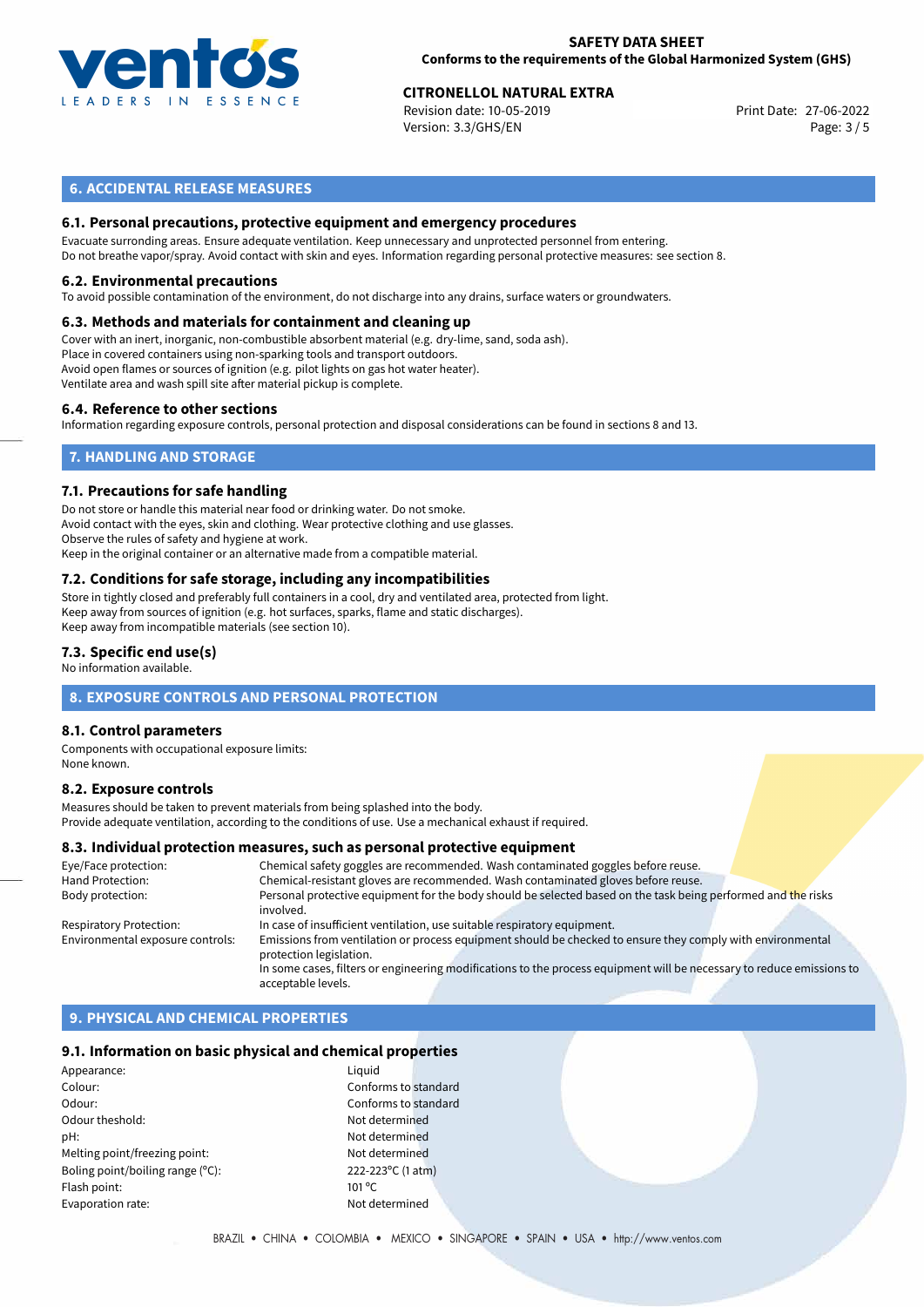## 6. ACCIDENTAL RELEASE MEASURES

### 6.1. Personal precautions, protective equipment and emergency procedures

Evacuate surronding areas. Ensure adequate ventilation. Keep unnecessary and unprotected personnel from entering.
Do not breathe vapor/spray. Avoid contact with skin and eyes. Information regarding personal protective measures: see section 8.

### 6.2. Environmental precautions

To avoid possible contamination of the environment, do not discharge into any drains, surface waters or groundwaters.

### 6.3. Methods and materials for containment and cleaning up

Cover with an inert, inorganic, non-combustible absorbent material (e.g. dry-lime, sand, soda ash).
Place in covered containers using non-sparking tools and transport outdoors.
Avoid open flames or sources of ignition (e.g. pilot lights on gas hot water heater).
Ventilate area and wash spill site after material pickup is complete.

### 6.4. Reference to other sections

Information regarding exposure controls, personal protection and disposal considerations can be found in sections 8 and 13.

## 7. HANDLING AND STORAGE

### 7.1. Precautions for safe handling

Do not store or handle this material near food or drinking water. Do not smoke.
Avoid contact with the eyes, skin and clothing. Wear protective clothing and use glasses.
Observe the rules of safety and hygiene at work.
Keep in the original container or an alternative made from a compatible material.

### 7.2. Conditions for safe storage, including any incompatibilities

Store in tightly closed and preferably full containers in a cool, dry and ventilated area, protected from light.
Keep away from sources of ignition (e.g. hot surfaces, sparks, flame and static discharges).
Keep away from incompatible materials (see section 10).

### 7.3. Specific end use(s)

No information available.

## 8. EXPOSURE CONTROLS AND PERSONAL PROTECTION

### 8.1. Control parameters

Components with occupational exposure limits:
None known.

### 8.2. Exposure controls

Measures should be taken to prevent materials from being splashed into the body.
Provide adequate ventilation, according to the conditions of use. Use a mechanical exhaust if required.

### 8.3. Individual protection measures, such as personal protective equipment

| | |
|---|---|
| Eye/Face protection: | Chemical safety goggles are recommended. Wash contaminated goggles before reuse. |
| Hand Protection: | Chemical-resistant gloves are recommended. Wash contaminated gloves before reuse. |
| Body protection: | Personal protective equipment for the body should be selected based on the task being performed and the risks involved. |
| Respiratory Protection: | In case of insufficient ventilation, use suitable respiratory equipment. |
| Environmental exposure controls: | Emissions from ventilation or process equipment should be checked to ensure they comply with environmental protection legislation. In some cases, filters or engineering modifications to the process equipment will be necessary to reduce emissions to acceptable levels. |

## 9. PHYSICAL AND CHEMICAL PROPERTIES

### 9.1. Information on basic physical and chemical properties

| | |
|---|---|
| Appearance: | Liquid |
| Colour: | Conforms to standard |
| Odour: | Conforms to standard |
| Odour theshold: | Not determined |
| pH: | Not determined |
| Melting point/freezing point: | Not determined |
| Boling point/boiling range (°C): | 222-223°C (1 atm) |
| Flash point: | 101 °C |
| Evaporation rate: | Not determined |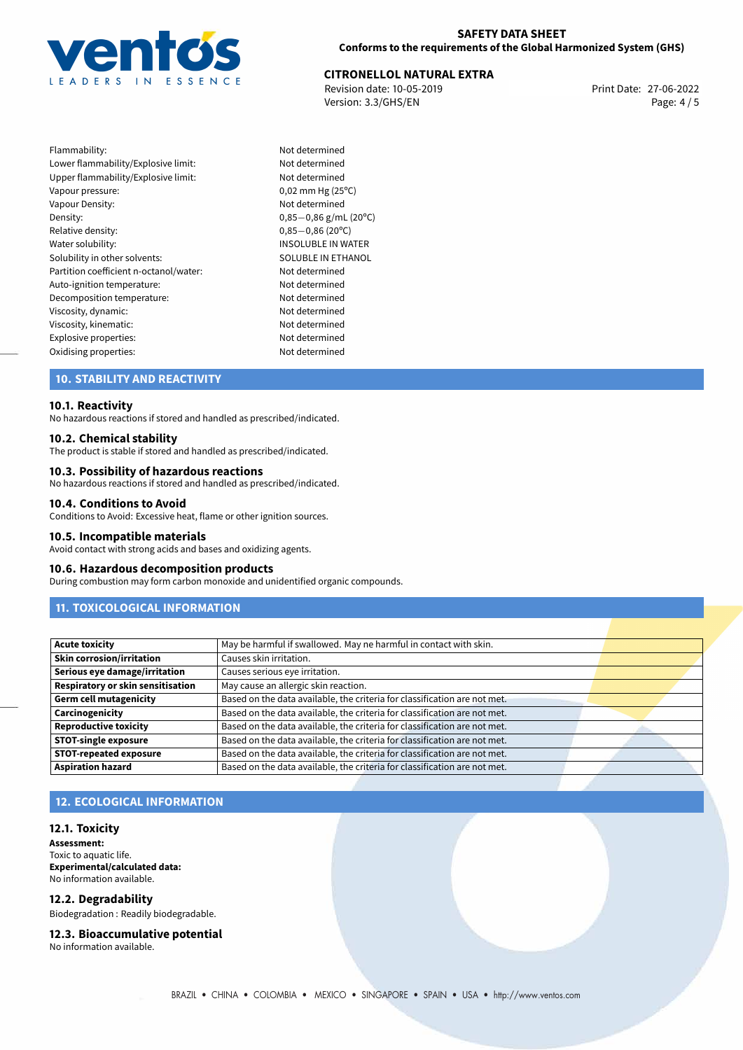| | |
|---|---|
| Flammability: | Not determined |
| Lower flammability/Explosive limit: | Not determined |
| Upper flammability/Explosive limit: | Not determined |
| Vapour pressure: | 0,02 mm Hg (25°C) |
| Vapour Density: | Not determined |
| Density: | 0,85−0,86 g/mL (20°C) |
| Relative density: | 0,85−0,86 (20°C) |
| Water solubility: | INSOLUBLE IN WATER |
| Solubility in other solvents: | SOLUBLE IN ETHANOL |
| Partition coefficient n-octanol/water: | Not determined |
| Auto-ignition temperature: | Not determined |
| Decomposition temperature: | Not determined |
| Viscosity, dynamic: | Not determined |
| Viscosity, kinematic: | Not determined |
| Explosive properties: | Not determined |
| Oxidising properties: | Not determined |

## 10. STABILITY AND REACTIVITY

### 10.1. Reactivity
No hazardous reactions if stored and handled as prescribed/indicated.

### 10.2. Chemical stability
The product is stable if stored and handled as prescribed/indicated.

### 10.3. Possibility of hazardous reactions
No hazardous reactions if stored and handled as prescribed/indicated.

### 10.4. Conditions to Avoid
Conditions to Avoid: Excessive heat, flame or other ignition sources.

### 10.5. Incompatible materials
Avoid contact with strong acids and bases and oxidizing agents.

### 10.6. Hazardous decomposition products
During combustion may form carbon monoxide and unidentified organic compounds.

## 11. TOXICOLOGICAL INFORMATION

| | |
|---|---|
| **Acute toxicity** | May be harmful if swallowed. May ne harmful in contact with skin. |
| **Skin corrosion/irritation** | Causes skin irritation. |
| **Serious eye damage/irritation** | Causes serious eye irritation. |
| **Respiratory or skin sensitisation** | May cause an allergic skin reaction. |
| **Germ cell mutagenicity** | Based on the data available, the criteria for classification are not met. |
| **Carcinogenicity** | Based on the data available, the criteria for classification are not met. |
| **Reproductive toxicity** | Based on the data available, the criteria for classification are not met. |
| **STOT-single exposure** | Based on the data available, the criteria for classification are not met. |
| **STOT-repeated exposure** | Based on the data available, the criteria for classification are not met. |
| **Aspiration hazard** | Based on the data available, the criteria for classification are not met. |

## 12. ECOLOGICAL INFORMATION

### 12.1. Toxicity
**Assessment:**
Toxic to aquatic life.
**Experimental/calculated data:**
No information available.

### 12.2. Degradability
Biodegradation : Readily biodegradable.

### 12.3. Bioaccumulative potential
No information available.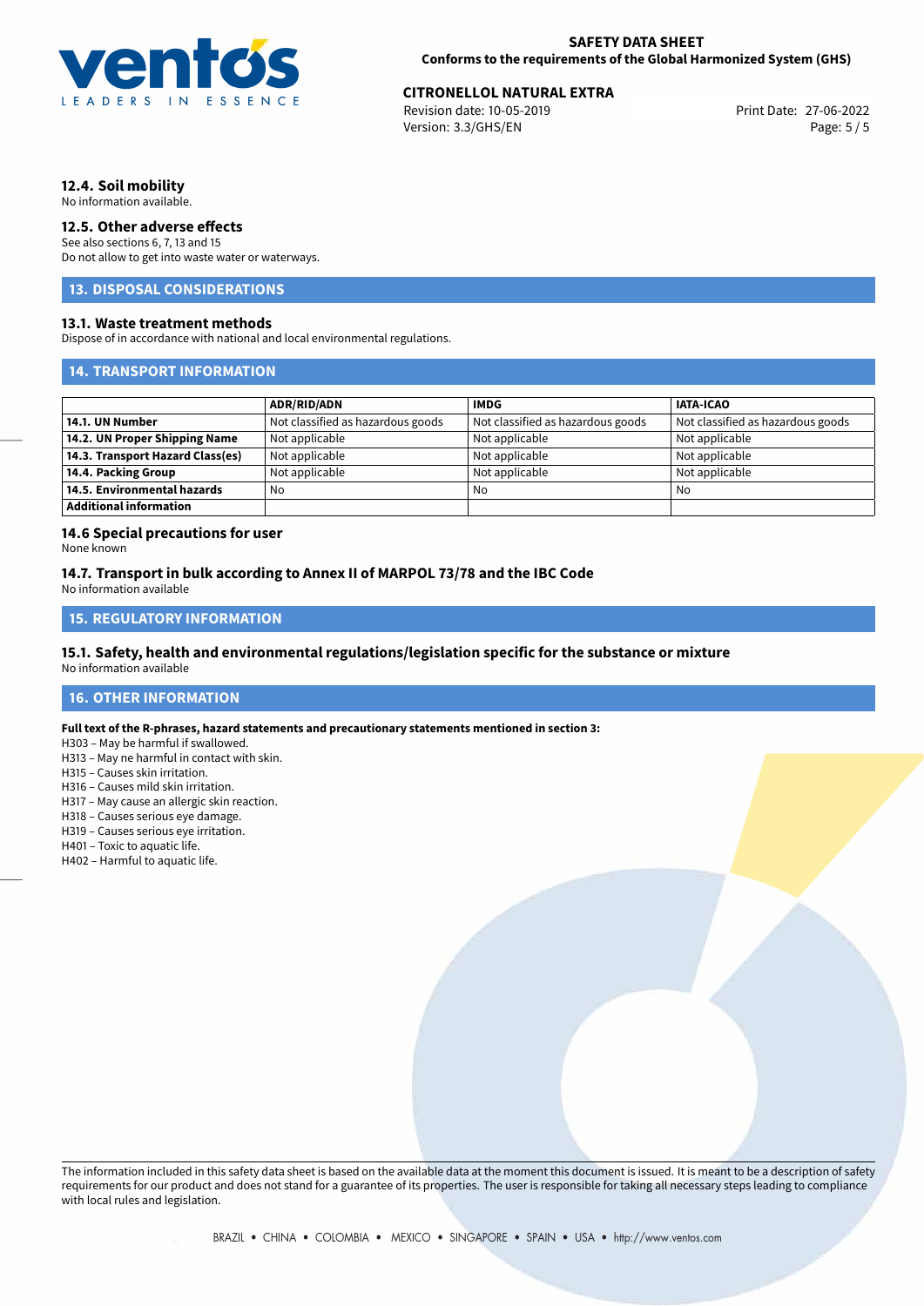### 12.4. Soil mobility

No information available.

### 12.5. Other adverse effects

See also sections 6, 7, 13 and 15

Do not allow to get into waste water or waterways.

## 13. DISPOSAL CONSIDERATIONS

### 13.1. Waste treatment methods

Dispose of in accordance with national and local environmental regulations.

## 14. TRANSPORT INFORMATION

| | ADR/RID/ADN | IMDG | IATA-ICAO |
|---|---|---|---|
| **14.1. UN Number** | Not classified as hazardous goods | Not classified as hazardous goods | Not classified as hazardous goods |
| **14.2. UN Proper Shipping Name** | Not applicable | Not applicable | Not applicable |
| **14.3. Transport Hazard Class(es)** | Not applicable | Not applicable | Not applicable |
| **14.4. Packing Group** | Not applicable | Not applicable | Not applicable |
| **14.5. Environmental hazards** | No | No | No |
| **Additional information** | | | |

### 14.6 Special precautions for user

None known

### 14.7. Transport in bulk according to Annex II of MARPOL 73/78 and the IBC Code

No information available

## 15. REGULATORY INFORMATION

### 15.1. Safety, health and environmental regulations/legislation specific for the substance or mixture

No information available

## 16. OTHER INFORMATION

**Full text of the R-phrases, hazard statements and precautionary statements mentioned in section 3:**

H303 – May be harmful if swallowed.
H313 – May ne harmful in contact with skin.
H315 – Causes skin irritation.
H316 – Causes mild skin irritation.
H317 – May cause an allergic skin reaction.
H318 – Causes serious eye damage.
H319 – Causes serious eye irritation.
H401 – Toxic to aquatic life.
H402 – Harmful to aquatic life.

The information included in this safety data sheet is based on the available data at the moment this document is issued. It is meant to be a description of safety requirements for our product and does not stand for a guarantee of its properties. The user is responsible for taking all necessary steps leading to compliance with local rules and legislation.